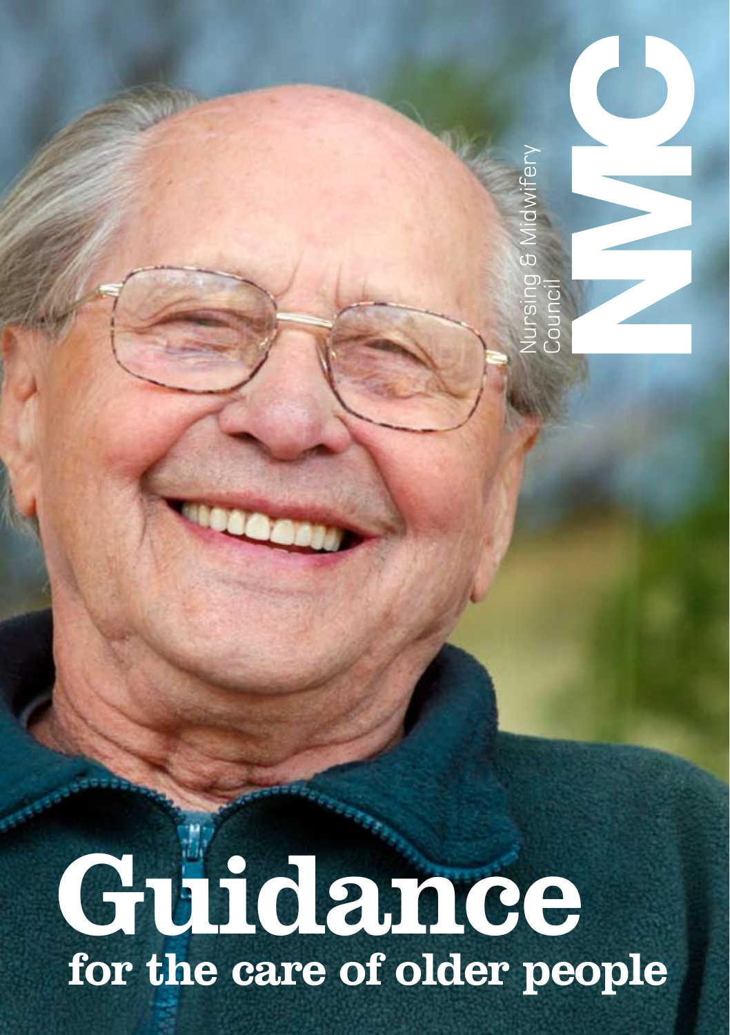Nursing & Midwifery Council

NMC

# Guidance
## for the care of older people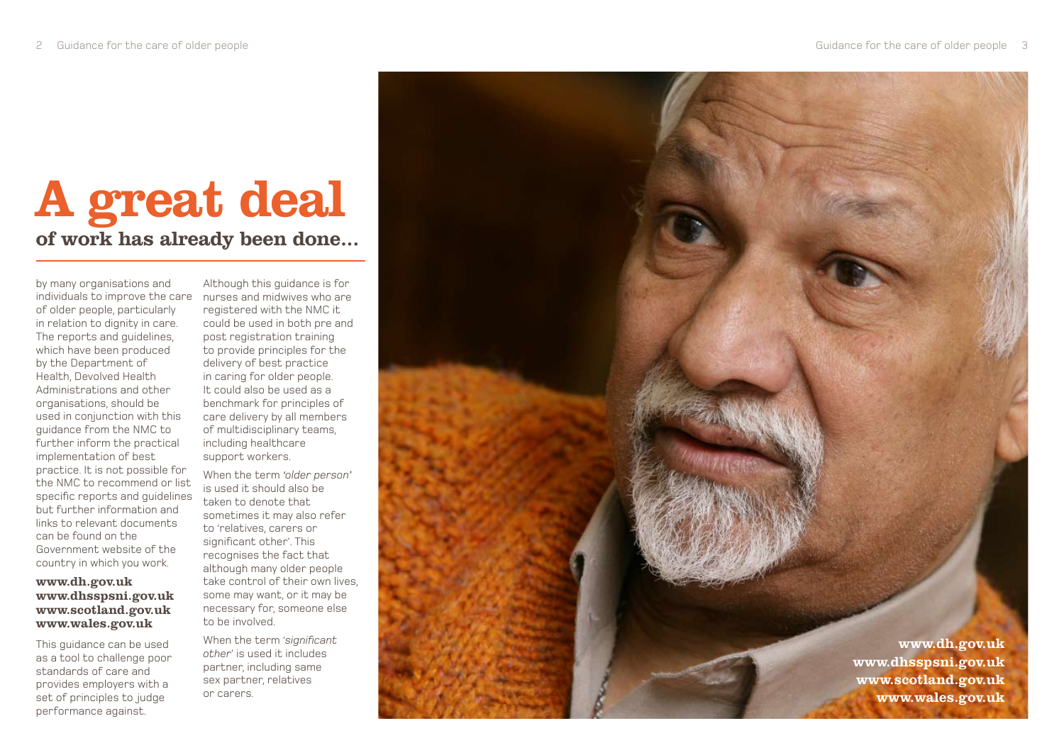# A great deal

## of work has already been done...

by many organisations and individuals to improve the care of older people, particularly in relation to dignity in care. The reports and guidelines, which have been produced by the Department of Health, Devolved Health Administrations and other organisations, should be used in conjunction with this guidance from the NMC to further inform the practical implementation of best practice. It is not possible for the NMC to recommend or list specific reports and guidelines but further information and links to relevant documents can be found on the Government website of the country in which you work.

**www.dh.gov.uk**
**www.dhsspsni.gov.uk**
**www.scotland.gov.uk**
**www.wales.gov.uk**

This guidance can be used as a tool to challenge poor standards of care and provides employers with a set of principles to judge performance against.

Although this guidance is for nurses and midwives who are registered with the NMC it could be used in both pre and post registration training to provide principles for the delivery of best practice in caring for older people. It could also be used as a benchmark for principles of care delivery by all members of multidisciplinary teams, including healthcare support workers.

When the term *'older person'* is used it should also be taken to denote that sometimes it may also refer to 'relatives, carers or significant other'. This recognises the fact that although many older people take control of their own lives, some may want, or it may be necessary for, someone else to be involved.

When the term *'significant other'* is used it includes partner, including same sex partner, relatives or carers.

**www.dh.gov.uk**
**www.dhsspsni.gov.uk**
**www.scotland.gov.uk**
**www.wales.gov.uk**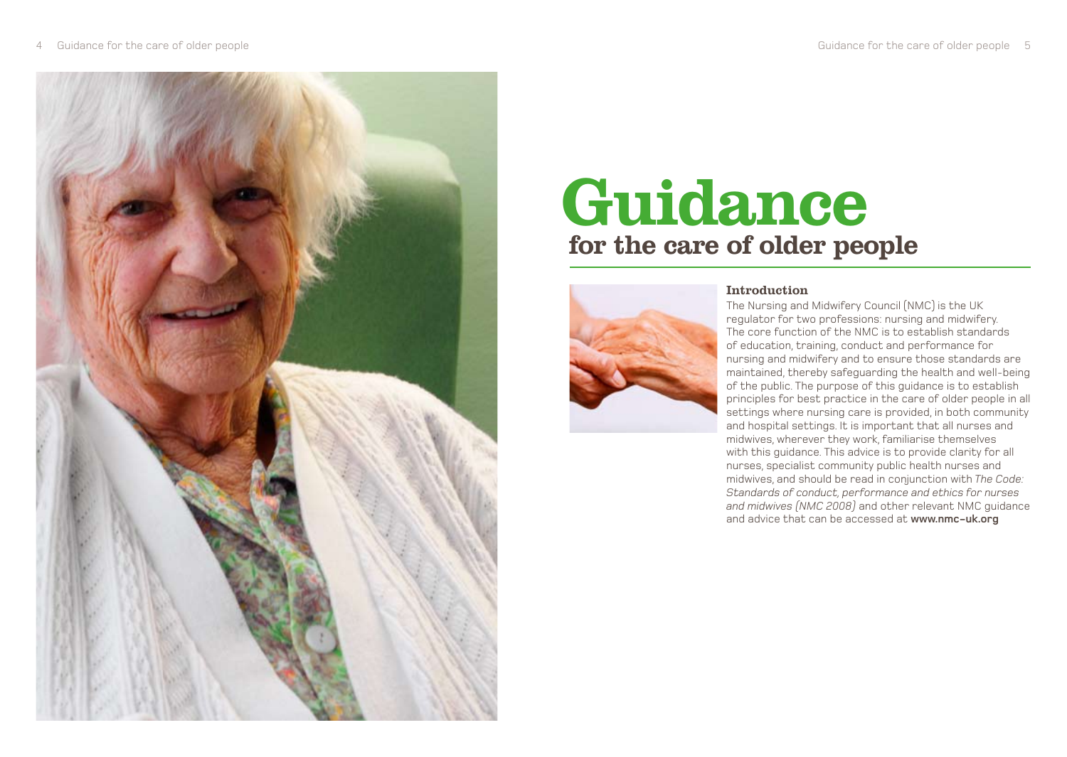# Guidance

## for the care of older people

### Introduction

The Nursing and Midwifery Council (NMC) is the UK regulator for two professions: nursing and midwifery. The core function of the NMC is to establish standards of education, training, conduct and performance for nursing and midwifery and to ensure those standards are maintained, thereby safeguarding the health and well-being of the public. The purpose of this guidance is to establish principles for best practice in the care of older people in all settings where nursing care is provided, in both community and hospital settings. It is important that all nurses and midwives, wherever they work, familiarise themselves with this guidance. This advice is to provide clarity for all nurses, specialist community public health nurses and midwives, and should be read in conjunction with *The Code: Standards of conduct, performance and ethics for nurses and midwives (NMC 2008)* and other relevant NMC guidance and advice that can be accessed at **www.nmc-uk.org**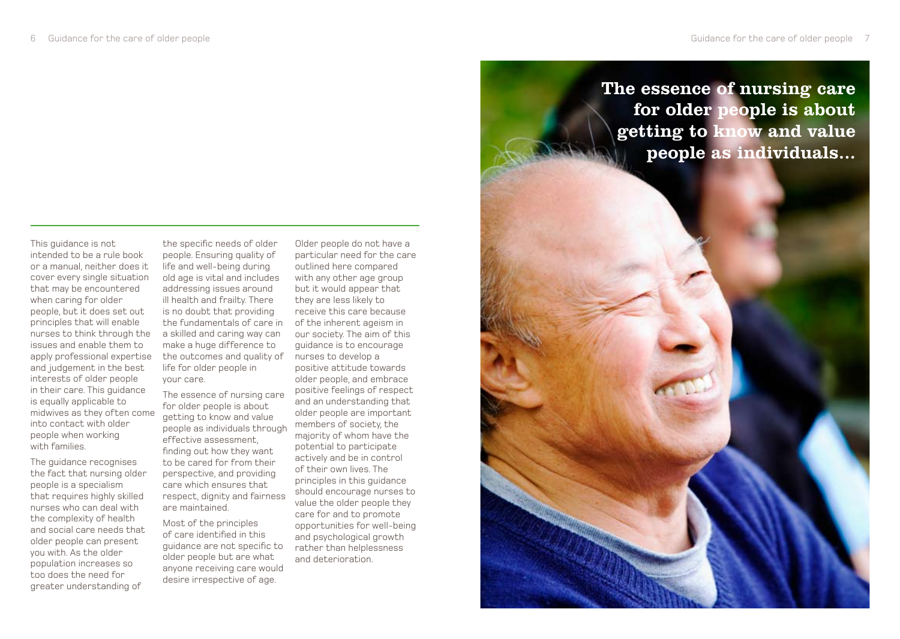This guidance is not intended to be a rule book or a manual, neither does it cover every single situation that may be encountered when caring for older people, but it does set out principles that will enable nurses to think through the issues and enable them to apply professional expertise and judgement in the best interests of older people in their care. This guidance is equally applicable to midwives as they often come into contact with older people when working with families.

The guidance recognises the fact that nursing older people is a specialism that requires highly skilled nurses who can deal with the complexity of health and social care needs that older people can present you with. As the older population increases so too does the need for greater understanding of the specific needs of older people. Ensuring quality of life and well-being during old age is vital and includes addressing issues around ill health and frailty. There is no doubt that providing the fundamentals of care in a skilled and caring way can make a huge difference to the outcomes and quality of life for older people in your care.

The essence of nursing care for older people is about getting to know and value people as individuals through effective assessment, finding out how they want to be cared for from their perspective, and providing care which ensures that respect, dignity and fairness are maintained.

Most of the principles of care identified in this guidance are not specific to older people but are what anyone receiving care would desire irrespective of age.

Older people do not have a particular need for the care outlined here compared with any other age group but it would appear that they are less likely to receive this care because of the inherent ageism in our society. The aim of this guidance is to encourage nurses to develop a positive attitude towards older people, and embrace positive feelings of respect and an understanding that older people are important members of society, the majority of whom have the potential to participate actively and be in control of their own lives. The principles in this guidance should encourage nurses to value the older people they care for and to promote opportunities for well-being and psychological growth rather than helplessness and deterioration.

**The essence of nursing care for older people is about getting to know and value people as individuals...**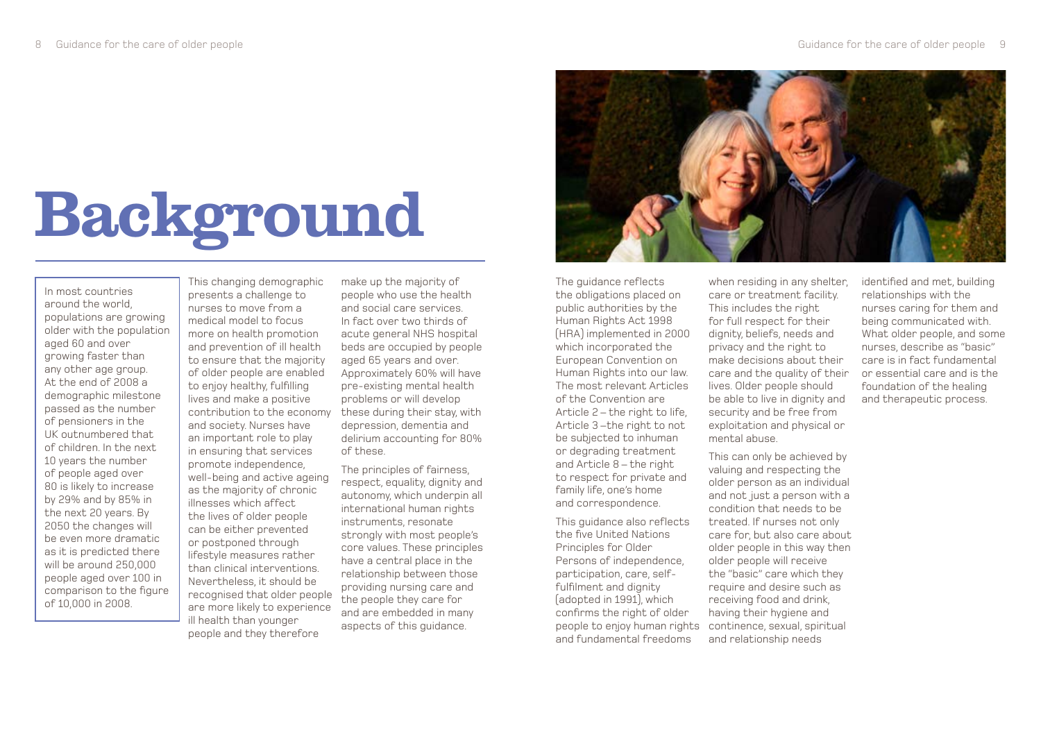# Background

In most countries around the world, populations are growing older with the population aged 60 and over growing faster than any other age group. At the end of 2008 a demographic milestone passed as the number of pensioners in the UK outnumbered that of children. In the next 10 years the number of people aged over 80 is likely to increase by 29% and by 85% in the next 20 years. By 2050 the changes will be even more dramatic as it is predicted there will be around 250,000 people aged over 100 in comparison to the figure of 10,000 in 2008.

This changing demographic presents a challenge to nurses to move from a medical model to focus more on health promotion and prevention of ill health to ensure that the majority of older people are enabled to enjoy healthy, fulfilling lives and make a positive contribution to the economy and society. Nurses have an important role to play in ensuring that services promote independence, well-being and active ageing as the majority of chronic illnesses which affect the lives of older people can be either prevented or postponed through lifestyle measures rather than clinical interventions. Nevertheless, it should be recognised that older people are more likely to experience ill health than younger people and they therefore make up the majority of people who use the health and social care services. In fact over two thirds of acute general NHS hospital beds are occupied by people aged 65 years and over. Approximately 60% will have pre-existing mental health problems or will develop these during their stay, with depression, dementia and delirium accounting for 80% of these.

The principles of fairness, respect, equality, dignity and autonomy, which underpin all international human rights instruments, resonate strongly with most people's core values. These principles have a central place in the relationship between those providing nursing care and the people they care for and are embedded in many aspects of this guidance.

The guidance reflects the obligations placed on public authorities by the Human Rights Act 1998 (HRA) implemented in 2000 which incorporated the European Convention on Human Rights into our law. The most relevant Articles of the Convention are Article 2 – the right to life, Article 3 –the right to not be subjected to inhuman or degrading treatment and Article 8 – the right to respect for private and family life, one's home and correspondence.

This guidance also reflects the five United Nations Principles for Older Persons of independence, participation, care, self-fulfilment and dignity (adopted in 1991), which confirms the right of older people to enjoy human rights and fundamental freedoms when residing in any shelter, care or treatment facility. This includes the right for full respect for their dignity, beliefs, needs and privacy and the right to make decisions about their care and the quality of their lives. Older people should be able to live in dignity and security and be free from exploitation and physical or mental abuse.

This can only be achieved by valuing and respecting the older person as an individual and not just a person with a condition that needs to be treated. If nurses not only care for, but also care about older people in this way then older people will receive the "basic" care which they require and desire such as receiving food and drink, having their hygiene and continence, sexual, spiritual and relationship needs identified and met, building relationships with the nurses caring for them and being communicated with. What older people, and some nurses, describe as "basic" care is in fact fundamental or essential care and is the foundation of the healing and therapeutic process.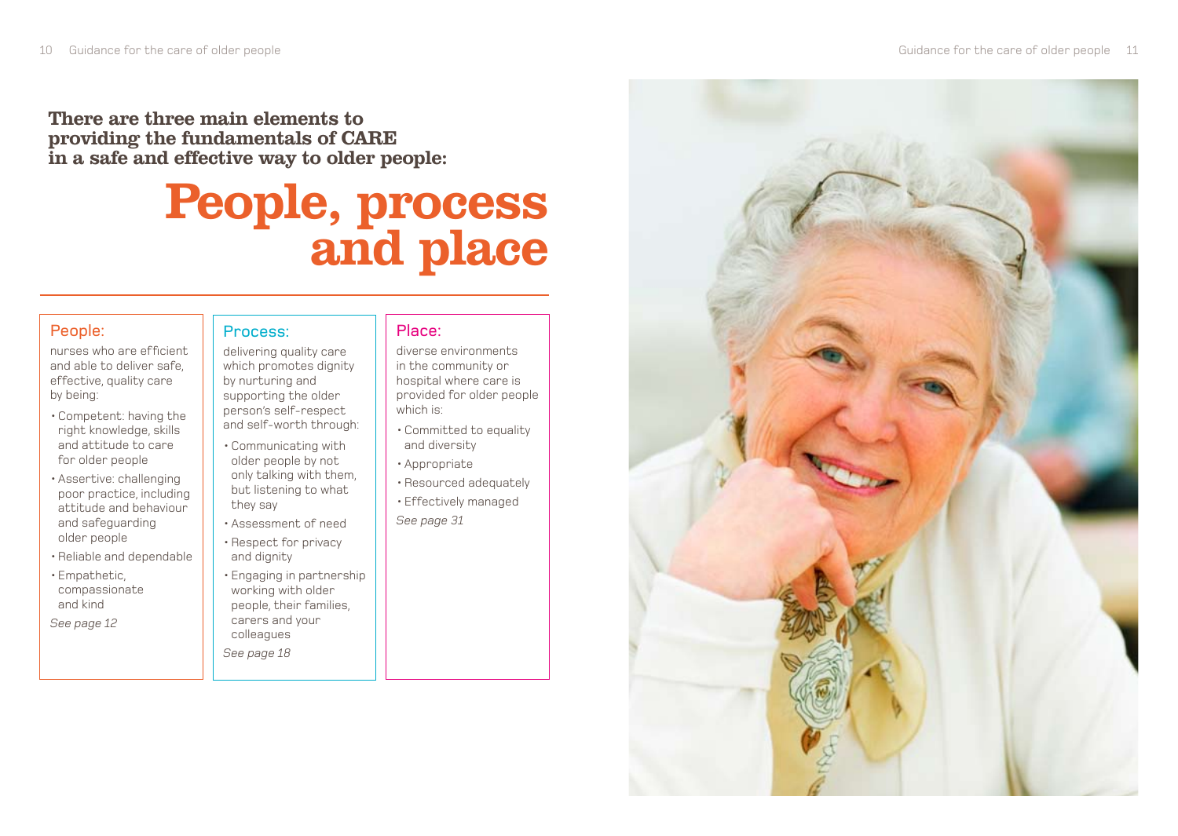**There are three main elements to providing the fundamentals of CARE in a safe and effective way to older people:**

# People, process and place

## People:

nurses who are efficient and able to deliver safe, effective, quality care by being:

- Competent: having the right knowledge, skills and attitude to care for older people
- Assertive: challenging poor practice, including attitude and behaviour and safeguarding older people
- Reliable and dependable
- Empathetic, compassionate and kind

*See page 12*

## Process:

delivering quality care which promotes dignity by nurturing and supporting the older person's self-respect and self-worth through:

- Communicating with older people by not only talking with them, but listening to what they say
- Assessment of need
- Respect for privacy and dignity
- Engaging in partnership working with older people, their families, carers and your colleagues

*See page 18*

## Place:

diverse environments in the community or hospital where care is provided for older people which is:

- Committed to equality and diversity
- Appropriate
- Resourced adequately
- Effectively managed

*See page 31*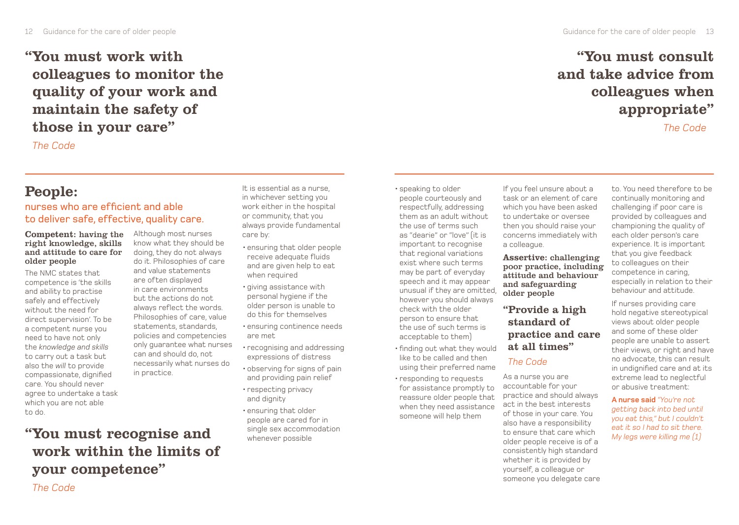> **"You must work with colleagues to monitor the quality of your work and maintain the safety of those in your care"**
>
> *The Code*

## People:

### nurses who are efficient and able to deliver safe, effective, quality care.

**Competent: having the right knowledge, skills and attitude to care for older people**

The NMC states that competence is 'the skills and ability to practise safely and effectively without the need for direct supervision'. To be a competent nurse you need to have not only the *knowledge and skills* to carry out a task but also the *will* to provide compassionate, dignified care. You should never agree to undertake a task which you are not able to do.

> **"You must recognise and work within the limits of your competence"**
>
> *The Code*

Although most nurses know what they should be doing, they do not always do it. Philosophies of care and value statements are often displayed in care environments but the actions do not always reflect the words. Philosophies of care, value statements, standards, policies and competencies only guarantee what nurses can and should do, not necessarily what nurses do in practice.

It is essential as a nurse, in whichever setting you work either in the hospital or community, that you always provide fundamental care by:

- ensuring that older people receive adequate fluids and are given help to eat when required
- giving assistance with personal hygiene if the older person is unable to do this for themselves
- ensuring continence needs are met
- recognising and addressing expressions of distress
- observing for signs of pain and providing pain relief
- respecting privacy and dignity
- ensuring that older people are cared for in single sex accommodation whenever possible
- speaking to older people courteously and respectfully, addressing them as an adult without the use of terms such as "dearie" or "love" (it is important to recognise that regional variations exist where such terms may be part of everyday speech and it may appear unusual if they are omitted, however you should always check with the older person to ensure that the use of such terms is acceptable to them)
- finding out what they would like to be called and then using their preferred name
- responding to requests for assistance promptly to reassure older people that when they need assistance someone will help them

> **"You must consult and take advice from colleagues when appropriate"**
>
> *The Code*

If you feel unsure about a task or an element of care which you have been asked to undertake or oversee then you should raise your concerns immediately with a colleague.

**Assertive: challenging poor practice, including attitude and behaviour and safeguarding older people**

> **"Provide a high standard of practice and care at all times"**
>
> *The Code*

As a nurse you are accountable for your practice and should always act in the best interests of those in your care. You also have a responsibility to ensure that care which older people receive is of a consistently high standard whether it is provided by yourself, a colleague or someone you delegate care to. You need therefore to be continually monitoring and challenging if poor care is provided by colleagues and championing the quality of each older person's care experience. It is important that you give feedback to colleagues on their competence in caring, especially in relation to their behaviour and attitude.

If nurses providing care hold negative stereotypical views about older people and some of these older people are unable to assert their views, or right and have no advocate, this can result in undignified care and at its extreme lead to neglectful or abusive treatment:

**A nurse said** *"You're not getting back into bed until you eat this," but I couldn't eat it so I had to sit there. My legs were killing me (1)*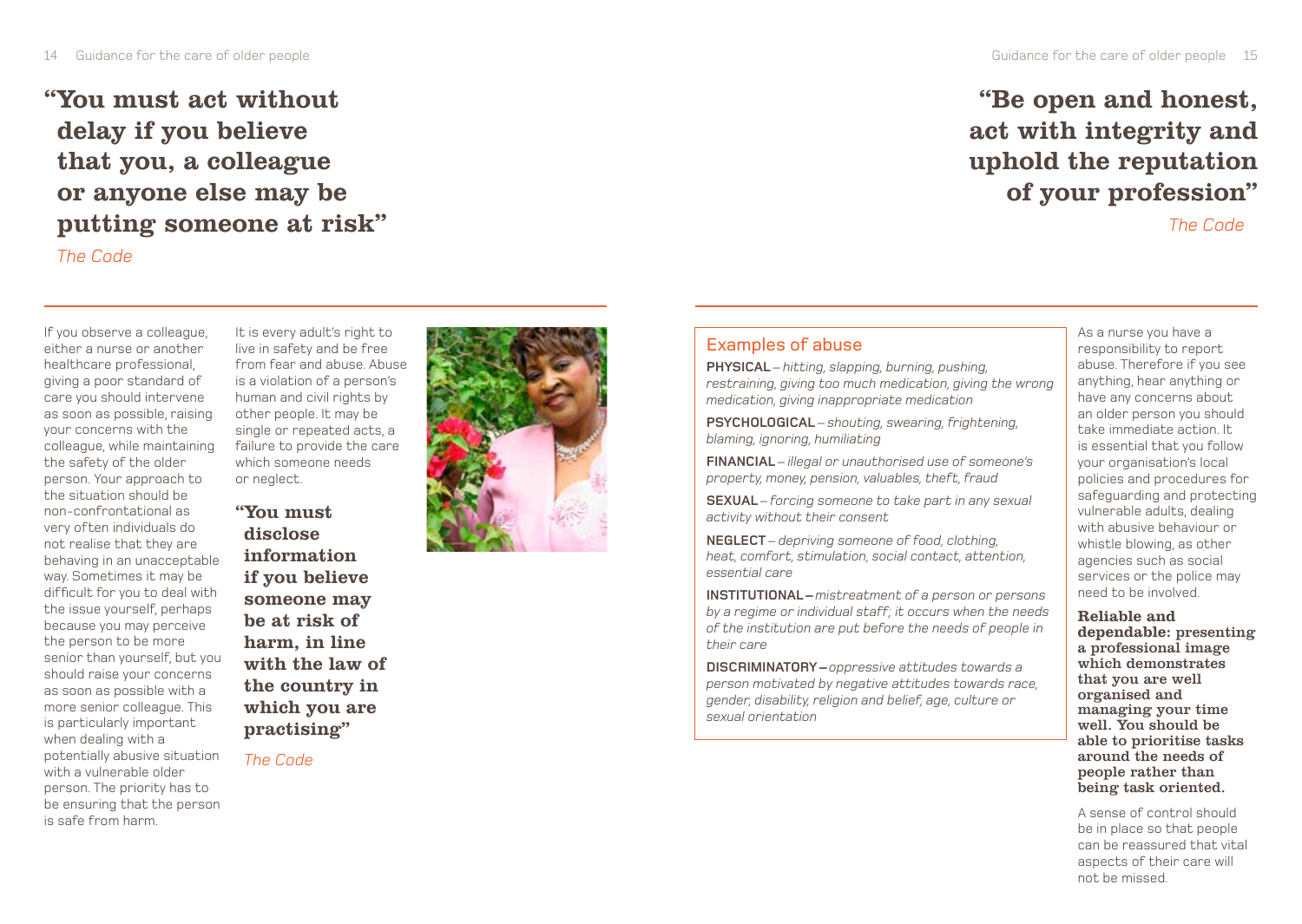## "You must act without delay if you believe that you, a colleague or anyone else may be putting someone at risk"

*The Code*

If you observe a colleague, either a nurse or another healthcare professional, giving a poor standard of care you should intervene as soon as possible, raising your concerns with the colleague, while maintaining the safety of the older person. Your approach to the situation should be non-confrontational as very often individuals do not realise that they are behaving in an unacceptable way. Sometimes it may be difficult for you to deal with the issue yourself, perhaps because you may perceive the person to be more senior than yourself, but you should raise your concerns as soon as possible with a more senior colleague. This is particularly important when dealing with a potentially abusive situation with a vulnerable older person. The priority has to be ensuring that the person is safe from harm.

It is every adult's right to live in safety and be free from fear and abuse. Abuse is a violation of a person's human and civil rights by other people. It may be single or repeated acts, a failure to provide the care which someone needs or neglect.

**"You must disclose information if you believe someone may be at risk of harm, in line with the law of the country in which you are practising"**

*The Code*

## "Be open and honest, act with integrity and uphold the reputation of your profession"

*The Code*

### Examples of abuse

**PHYSICAL** – *hitting, slapping, burning, pushing, restraining, giving too much medication, giving the wrong medication, giving inappropriate medication*

**PSYCHOLOGICAL** – *shouting, swearing, frightening, blaming, ignoring, humiliating*

**FINANCIAL** – *illegal or unauthorised use of someone's property, money, pension, valuables, theft, fraud*

**SEXUAL** – *forcing someone to take part in any sexual activity without their consent*

**NEGLECT** – *depriving someone of food, clothing, heat, comfort, stimulation, social contact, attention, essential care*

**INSTITUTIONAL** – *mistreatment of a person or persons by a regime or individual staff; it occurs when the needs of the institution are put before the needs of people in their care*

**DISCRIMINATORY** – *oppressive attitudes towards a person motivated by negative attitudes towards race, gender, disability, religion and belief, age, culture or sexual orientation*

As a nurse you have a responsibility to report abuse. Therefore if you see anything, hear anything or have any concerns about an older person you should take immediate action. It is essential that you follow your organisation's local policies and procedures for safeguarding and protecting vulnerable adults, dealing with abusive behaviour or whistle blowing, as other agencies such as social services or the police may need to be involved.

**Reliable and dependable: presenting a professional image which demonstrates that you are well organised and managing your time well. You should be able to prioritise tasks around the needs of people rather than being task oriented.**

A sense of control should be in place so that people can be reassured that vital aspects of their care will not be missed.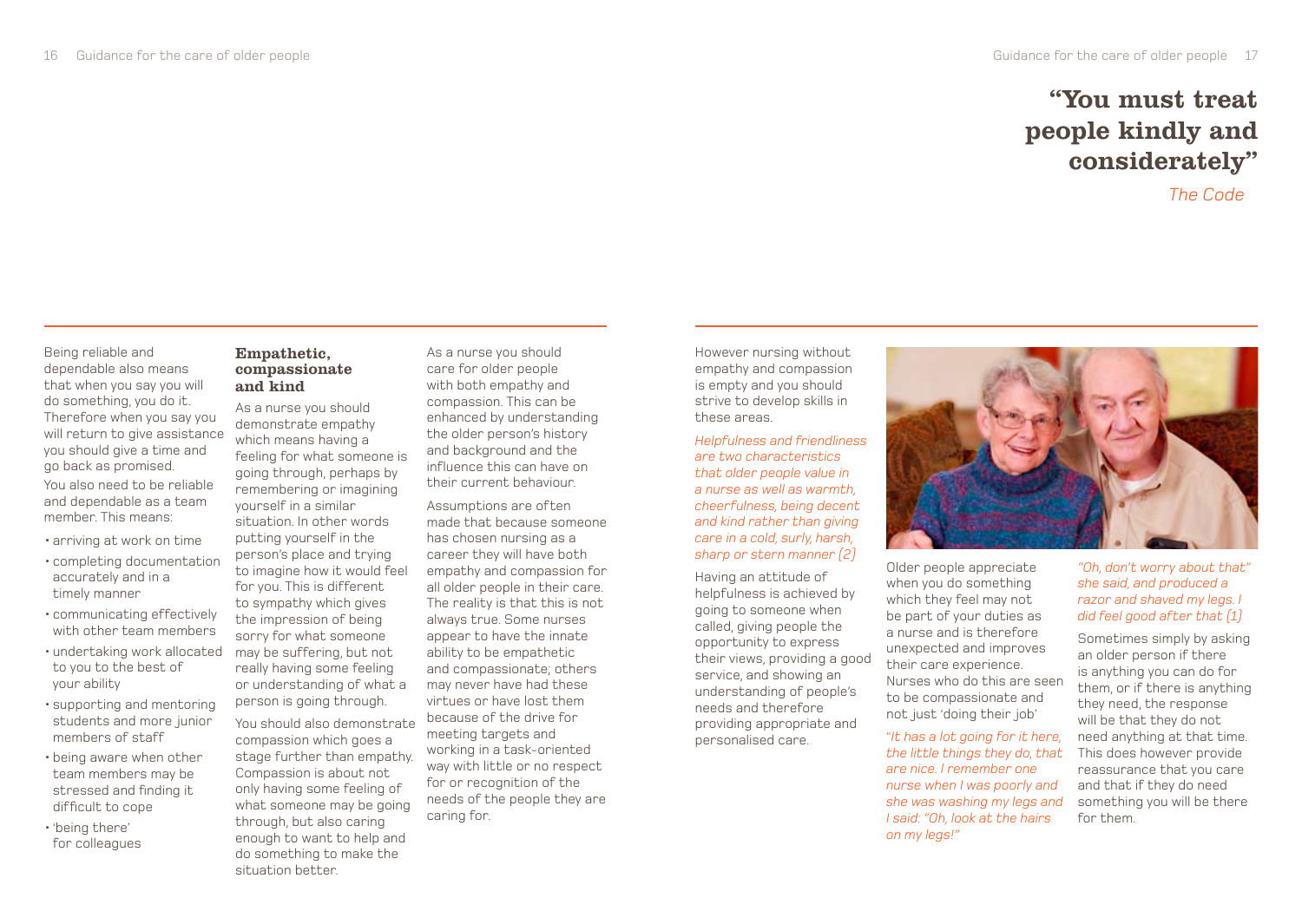Being reliable and dependable also means that when you say you will do something, you do it. Therefore when you say you will return to give assistance you should give a time and go back as promised.

You also need to be reliable and dependable as a team member. This means:

- arriving at work on time
- completing documentation accurately and in a timely manner
- communicating effectively with other team members
- undertaking work allocated to you to the best of your ability
- supporting and mentoring students and more junior members of staff
- being aware when other team members may be stressed and finding it difficult to cope
- 'being there' for colleagues

### Empathetic, compassionate and kind

As a nurse you should demonstrate empathy which means having a feeling for what someone is going through, perhaps by remembering or imagining yourself in a similar situation. In other words putting yourself in the person's place and trying to imagine how it would feel for you. This is different to sympathy which gives the impression of being sorry for what someone may be suffering, but not really having some feeling or understanding of what a person is going through.

You should also demonstrate compassion which goes a stage further than empathy. Compassion is about not only having some feeling of what someone may be going through, but also caring enough to want to help and do something to make the situation better.

As a nurse you should care for older people with both empathy and compassion. This can be enhanced by understanding the older person's history and background and the influence this can have on their current behaviour.

Assumptions are often made that because someone has chosen nursing as a career they will have both empathy and compassion for all older people in their care. The reality is that this is not always true. Some nurses appear to have the innate ability to be empathetic and compassionate; others may never have had these virtues or have lost them because of the drive for meeting targets and working in a task-oriented way with little or no respect for or recognition of the needs of the people they are caring for.

## "You must treat people kindly and considerately"

*The Code*

However nursing without empathy and compassion is empty and you should strive to develop skills in these areas.

*Helpfulness and friendliness are two characteristics that older people value in a nurse as well as warmth, cheerfulness, being decent and kind rather than giving care in a cold, surly, harsh, sharp or stern manner (2)*

Having an attitude of helpfulness is achieved by going to someone when called, giving people the opportunity to express their views, providing a good service, and showing an understanding of people's needs and therefore providing appropriate and personalised care.

Older people appreciate when you do something which they feel may not be part of your duties as a nurse and is therefore unexpected and improves their care experience. Nurses who do this are seen to be compassionate and not just 'doing their job'

*"It has a lot going for it here, the little things they do, that are nice. I remember one nurse when I was poorly and she was washing my legs and I said: "Oh, look at the hairs on my legs!"*

*"Oh, don't worry about that" she said, and produced a razor and shaved my legs. I did feel good after that (1)*

Sometimes simply by asking an older person if there is anything you can do for them, or if there is anything they need, the response will be that they do not need anything at that time. This does however provide reassurance that you care and that if they do need something you will be there for them.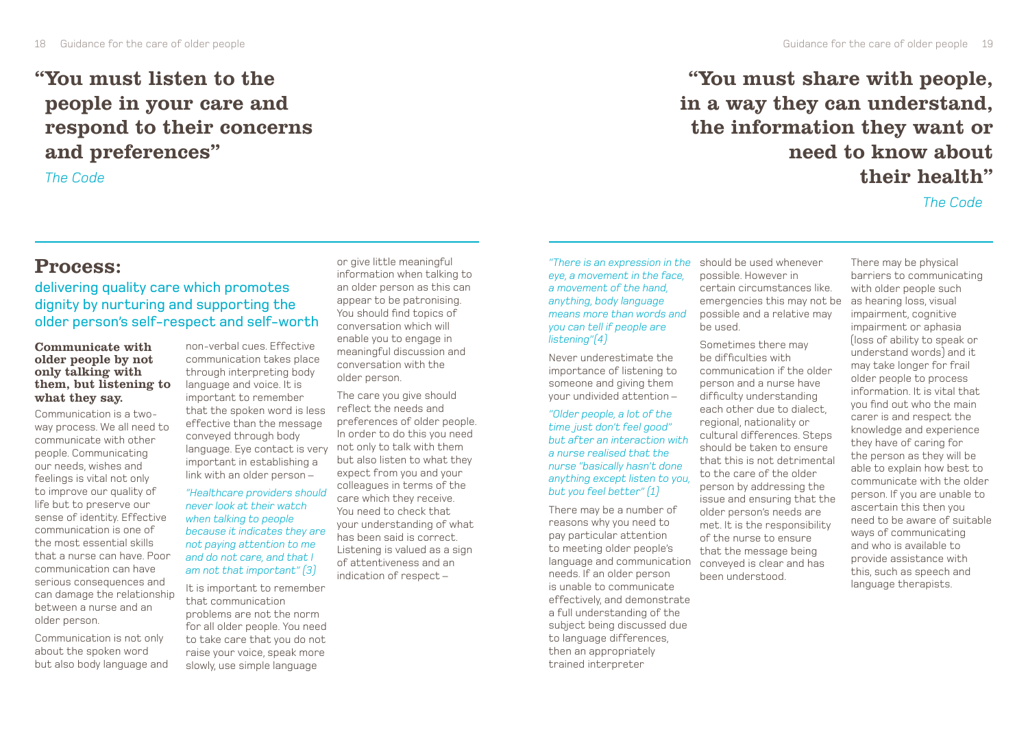# "You must listen to the people in your care and respond to their concerns and preferences"

*The Code*

## Process:

### delivering quality care which promotes dignity by nurturing and supporting the older person's self-respect and self-worth

**Communicate with older people by not only talking with them, but listening to what they say.**

Communication is a two-way process. We all need to communicate with other people. Communicating our needs, wishes and feelings is vital not only to improve our quality of life but to preserve our sense of identity. Effective communication is one of the most essential skills that a nurse can have. Poor communication can have serious consequences and can damage the relationship between a nurse and an older person.

Communication is not only about the spoken word but also body language and non-verbal cues. Effective communication takes place through interpreting body language and voice. It is important to remember that the spoken word is less effective than the message conveyed through body language. Eye contact is very important in establishing a link with an older person –

*"Healthcare providers should never look at their watch when talking to people because it indicates they are not paying attention to me and do not care, and that I am not that important" (3)*

It is important to remember that communication problems are not the norm for all older people. You need to take care that you do not raise your voice, speak more slowly, use simple language or give little meaningful information when talking to an older person as this can appear to be patronising. You should find topics of conversation which will enable you to engage in meaningful discussion and conversation with the older person.

The care you give should reflect the needs and preferences of older people. In order to do this you need not only to talk with them but also listen to what they expect from you and your colleagues in terms of the care which they receive. You need to check that your understanding of what has been said is correct. Listening is valued as a sign of attentiveness and an indication of respect –

*"There is an expression in the eye, a movement in the face, a movement of the hand, anything, body language means more than words and you can tell if people are listening"(4)*

Never underestimate the importance of listening to someone and giving them your undivided attention –

*"Older people, a lot of the time just don't feel good" but after an interaction with a nurse realised that the nurse "basically hasn't done anything except listen to you, but you feel better" (1)*

There may be a number of reasons why you need to pay particular attention to meeting older people's language and communication needs. If an older person is unable to communicate effectively, and demonstrate a full understanding of the subject being discussed due to language differences, then an appropriately trained interpreter should be used whenever possible. However in certain circumstances like. emergencies this may not be possible and a relative may be used.

Sometimes there may be difficulties with communication if the older person and a nurse have difficulty understanding each other due to dialect, regional, nationality or cultural differences. Steps should be taken to ensure that this is not detrimental to the care of the older person by addressing the issue and ensuring that the older person's needs are met. It is the responsibility of the nurse to ensure that the message being conveyed is clear and has been understood.

There may be physical barriers to communicating with older people such as hearing loss, visual impairment, cognitive impairment or aphasia (loss of ability to speak or understand words) and it may take longer for frail older people to process information. It is vital that you find out who the main carer is and respect the knowledge and experience they have of caring for the person as they will be able to explain how best to communicate with the older person. If you are unable to ascertain this then you need to be aware of suitable ways of communicating and who is available to provide assistance with this, such as speech and language therapists.

# "You must share with people, in a way they can understand, the information they want or need to know about their health"

*The Code*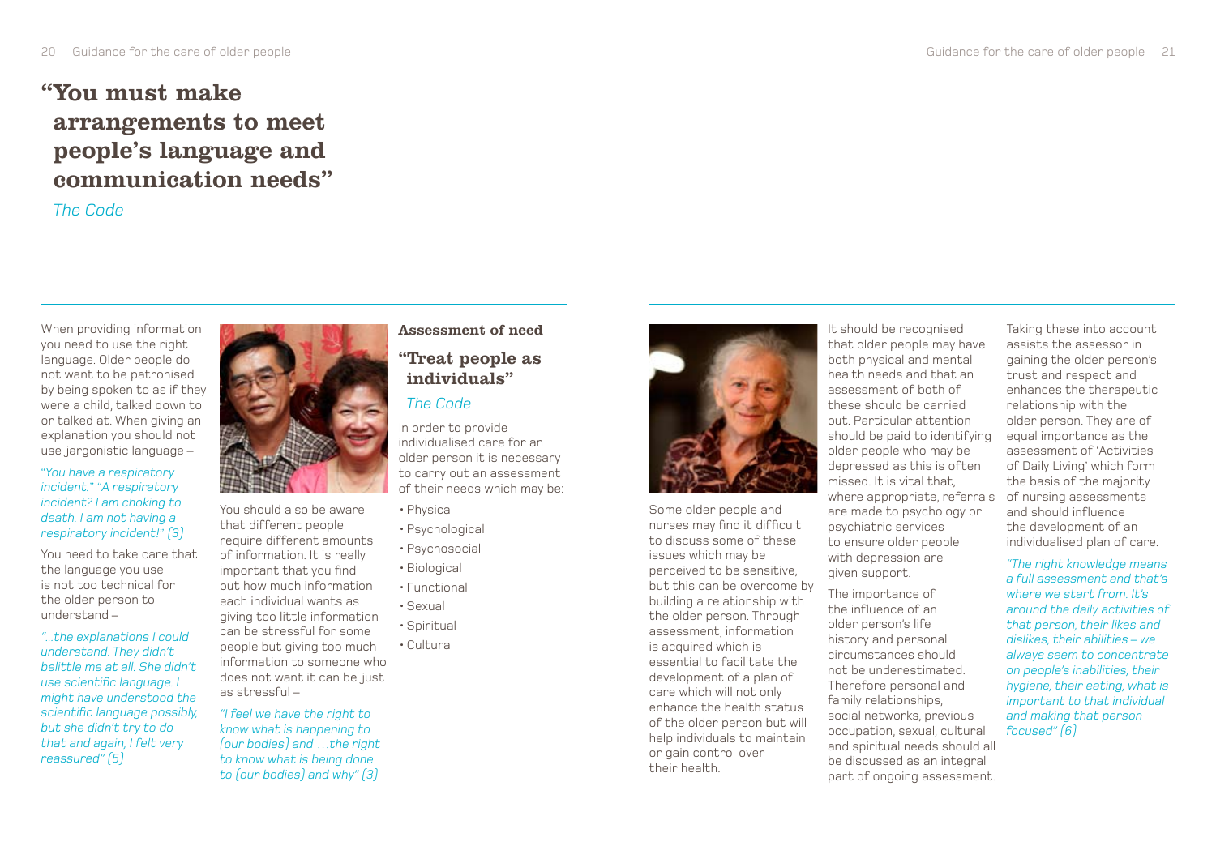## "You must make arrangements to meet people's language and communication needs"

*The Code*

When providing information you need to use the right language. Older people do not want to be patronised by being spoken to as if they were a child, talked down to or talked at. When giving an explanation you should not use jargonistic language –

*"You have a respiratory incident." "A respiratory incident? I am choking to death. I am not having a respiratory incident!" (3)*

You need to take care that the language you use is not too technical for the older person to understand –

*"…the explanations I could understand. They didn't belittle me at all. She didn't use scientific language. I might have understood the scientific language possibly, but she didn't try to do that and again, I felt very reassured" (5)*

You should also be aware that different people require different amounts of information. It is really important that you find out how much information each individual wants as giving too little information can be stressful for some people but giving too much information to someone who does not want it can be just as stressful –

*"I feel we have the right to know what is happening to (our bodies) and …the right to know what is being done to (our bodies) and why" (3)*

### Assessment of need

#### "Treat people as individuals"

*The Code*

In order to provide individualised care for an older person it is necessary to carry out an assessment of their needs which may be:

- Physical
- Psychological
- Psychosocial
- Biological
- Functional
- Sexual
- Spiritual
- Cultural

Some older people and nurses may find it difficult to discuss some of these issues which may be perceived to be sensitive, but this can be overcome by building a relationship with the older person. Through assessment, information is acquired which is essential to facilitate the development of a plan of care which will not only enhance the health status of the older person but will help individuals to maintain or gain control over their health.

It should be recognised that older people may have both physical and mental health needs and that an assessment of both of these should be carried out. Particular attention should be paid to identifying older people who may be depressed as this is often missed. It is vital that, where appropriate, referrals are made to psychology or psychiatric services to ensure older people with depression are given support.

The importance of the influence of an older person's life history and personal circumstances should not be underestimated. Therefore personal and family relationships, social networks, previous occupation, sexual, cultural and spiritual needs should all be discussed as an integral part of ongoing assessment.

Taking these into account assists the assessor in gaining the older person's trust and respect and enhances the therapeutic relationship with the older person. They are of equal importance as the assessment of 'Activities of Daily Living' which form the basis of the majority of nursing assessments and should influence the development of an individualised plan of care.

*"The right knowledge means a full assessment and that's where we start from. It's around the daily activities of that person, their likes and dislikes, their abilities – we always seem to concentrate on people's inabilities, their hygiene, their eating, what is important to that individual and making that person focused" (6)*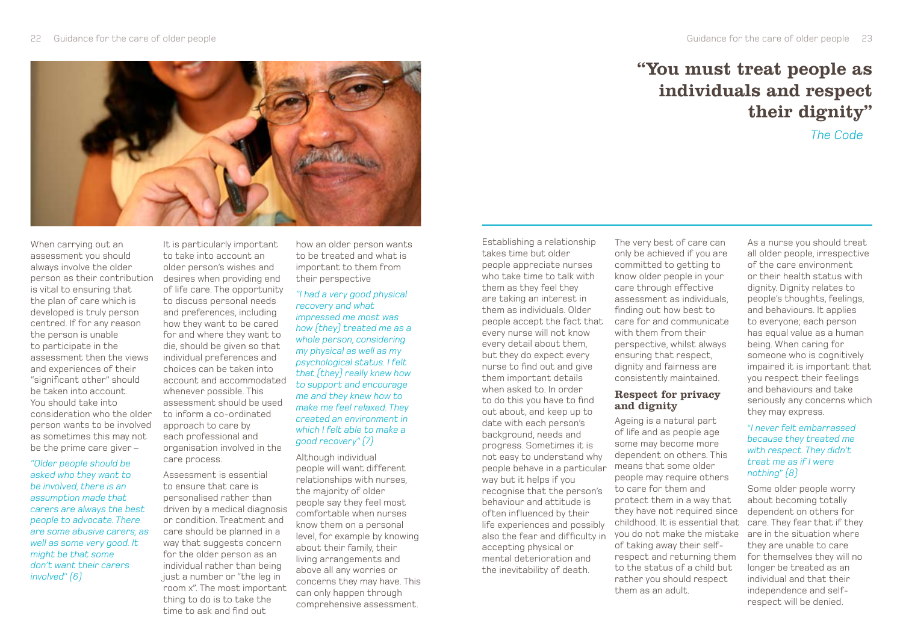When carrying out an assessment you should always involve the older person as their contribution is vital to ensuring that the plan of care which is developed is truly person centred. If for any reason the person is unable to participate in the assessment then the views and experiences of their "significant other" should be taken into account. You should take into consideration who the older person wants to be involved as sometimes this may not be the prime care giver –

*"Older people should be asked who they want to be involved, there is an assumption made that carers are always the best people to advocate. There are some abusive carers, as well as some very good. It might be that some don't want their carers involved" (6)*

It is particularly important to take into account an older person's wishes and desires when providing end of life care. The opportunity to discuss personal needs and preferences, including how they want to be cared for and where they want to die, should be given so that individual preferences and choices can be taken into account and accommodated whenever possible. This assessment should be used to inform a co-ordinated approach to care by each professional and organisation involved in the care process.

Assessment is essential to ensure that care is personalised rather than driven by a medical diagnosis or condition. Treatment and care should be planned in a way that suggests concern for the older person as an individual rather than being just a number or "the leg in room x". The most important thing to do is to take the time to ask and find out how an older person wants to be treated and what is important to them from their perspective

*"I had a very good physical recovery and what impressed me most was how (they) treated me as a whole person, considering my physical as well as my psychological status. I felt that (they) really knew how to support and encourage me and they knew how to make me feel relaxed. They created an environment in which I felt able to make a good recovery" (7)*

Although individual people will want different relationships with nurses, the majority of older people say they feel most comfortable when nurses know them on a personal level, for example by knowing about their family, their living arrangements and above all any worries or concerns they may have. This can only happen through comprehensive assessment.

# "You must treat people as individuals and respect their dignity"

*The Code*

Establishing a relationship takes time but older people appreciate nurses who take time to talk with them as they feel they are taking an interest in them as individuals. Older people accept the fact that every nurse will not know every detail about them, but they do expect every nurse to find out and give them important details when asked to. In order to do this you have to find out about, and keep up to date with each person's background, needs and progress. Sometimes it is not easy to understand why people behave in a particular way but it helps if you recognise that the person's behaviour and attitude is often influenced by their life experiences and possibly also the fear and difficulty in accepting physical or mental deterioration and the inevitability of death.

The very best of care can only be achieved if you are committed to getting to know older people in your care through effective assessment as individuals, finding out how best to care for and communicate with them from their perspective, whilst always ensuring that respect, dignity and fairness are consistently maintained.

## Respect for privacy and dignity

Ageing is a natural part of life and as people age some may become more dependent on others. This means that some older people may require others to care for them and protect them in a way that they have not required since childhood. It is essential that you do not make the mistake of taking away their self-respect and returning them to the status of a child but rather you should respect them as an adult.

As a nurse you should treat all older people, irrespective of the care environment or their health status with dignity. Dignity relates to people's thoughts, feelings, and behaviours. It applies to everyone; each person has equal value as a human being. When caring for someone who is cognitively impaired it is important that you respect their feelings and behaviours and take seriously any concerns which they may express.

*"I never felt embarrassed because they treated me with respect. They didn't treat me as if I were nothing" (8)*

Some older people worry about becoming totally dependent on others for care. They fear that if they are in the situation where they are unable to care for themselves they will no longer be treated as an individual and that their independence and self-respect will be denied.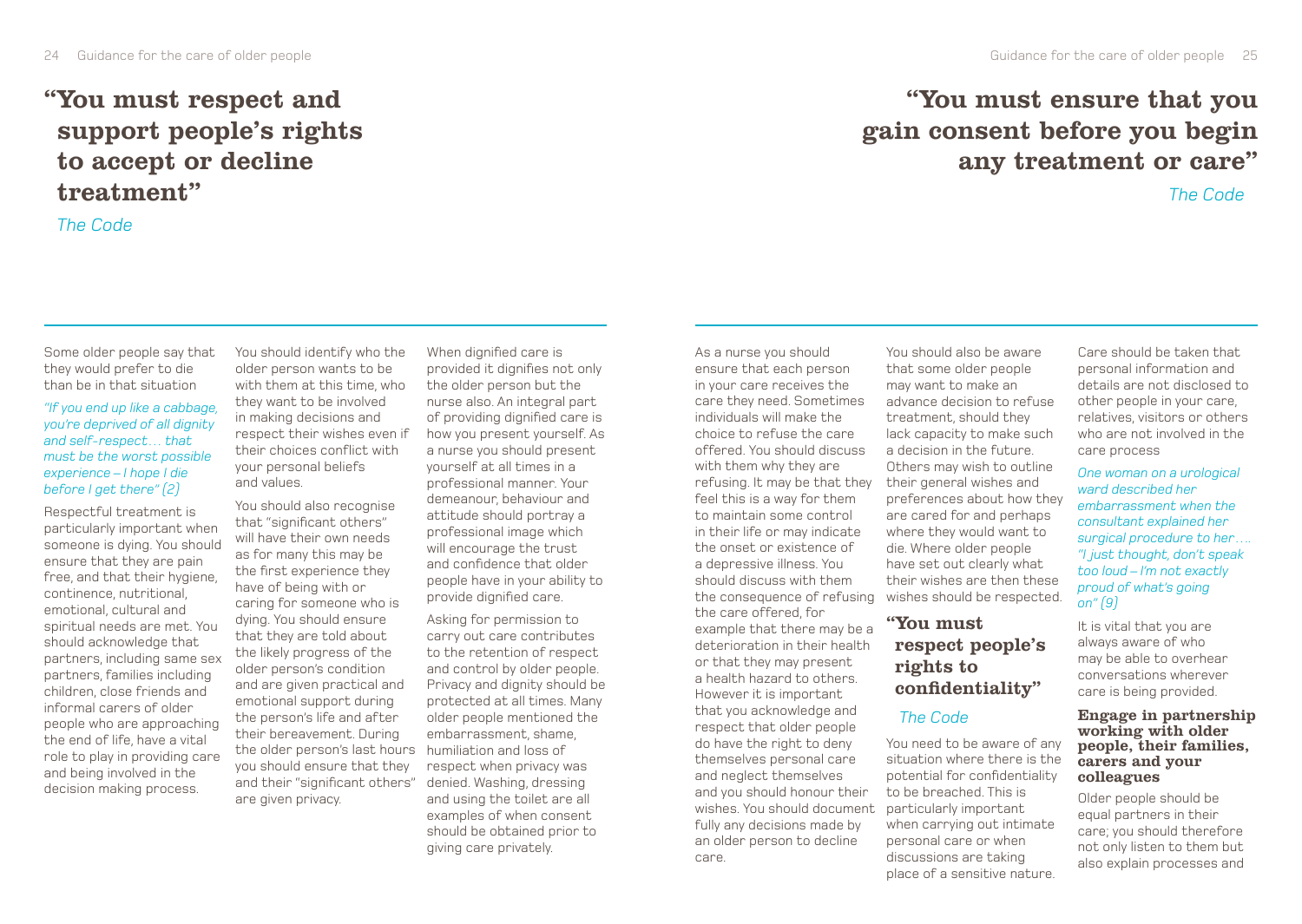## "You must respect and support people's rights to accept or decline treatment"

*The Code*

Some older people say that they would prefer to die than be in that situation

*"If you end up like a cabbage, you're deprived of all dignity and self-respect… that must be the worst possible experience – I hope I die before I get there" (2)*

Respectful treatment is particularly important when someone is dying. You should ensure that they are pain free, and that their hygiene, continence, nutritional, emotional, cultural and spiritual needs are met. You should acknowledge that partners, including same sex partners, families including children, close friends and informal carers of older people who are approaching the end of life, have a vital role to play in providing care and being involved in the decision making process.

You should identify who the older person wants to be with them at this time, who they want to be involved in making decisions and respect their wishes even if their choices conflict with your personal beliefs and values.

You should also recognise that "significant others" will have their own needs as for many this may be the first experience they have of being with or caring for someone who is dying. You should ensure that they are told about the likely progress of the older person's condition and are given practical and emotional support during the person's life and after their bereavement. During the older person's last hours you should ensure that they and their "significant others" are given privacy.

When dignified care is provided it dignifies not only the older person but the nurse also. An integral part of providing dignified care is how you present yourself. As a nurse you should present yourself at all times in a professional manner. Your demeanour, behaviour and attitude should portray a professional image which will encourage the trust and confidence that older people have in your ability to provide dignified care.

Asking for permission to carry out care contributes to the retention of respect and control by older people. Privacy and dignity should be protected at all times. Many older people mentioned the embarrassment, shame, humiliation and loss of respect when privacy was denied. Washing, dressing and using the toilet are all examples of when consent should be obtained prior to giving care privately.

## "You must ensure that you gain consent before you begin any treatment or care"

*The Code*

As a nurse you should ensure that each person in your care receives the care they need. Sometimes individuals will make the choice to refuse the care offered. You should discuss with them why they are refusing. It may be that they feel this is a way for them to maintain some control in their life or may indicate the onset or existence of a depressive illness. You should discuss with them the consequence of refusing the care offered, for example that there may be a deterioration in their health or that they may present a health hazard to others. However it is important that you acknowledge and respect that older people do have the right to deny themselves personal care and neglect themselves and you should honour their wishes. You should document fully any decisions made by an older person to decline care.

You should also be aware that some older people may want to make an advance decision to refuse treatment, should they lack capacity to make such a decision in the future. Others may wish to outline their general wishes and preferences about how they are cared for and perhaps where they would want to die. Where older people have set out clearly what their wishes are then these wishes should be respected.

## "You must respect people's rights to confidentiality"

*The Code*

You need to be aware of any situation where there is the potential for confidentiality to be breached. This is particularly important when carrying out intimate personal care or when discussions are taking place of a sensitive nature.

Care should be taken that personal information and details are not disclosed to other people in your care, relatives, visitors or others who are not involved in the care process

*One woman on a urological ward described her embarrassment when the consultant explained her surgical procedure to her…. "I just thought, don't speak too loud – I'm not exactly proud of what's going on" (9)*

It is vital that you are always aware of who may be able to overhear conversations wherever care is being provided.

### Engage in partnership working with older people, their families, carers and your colleagues

Older people should be equal partners in their care; you should therefore not only listen to them but also explain processes and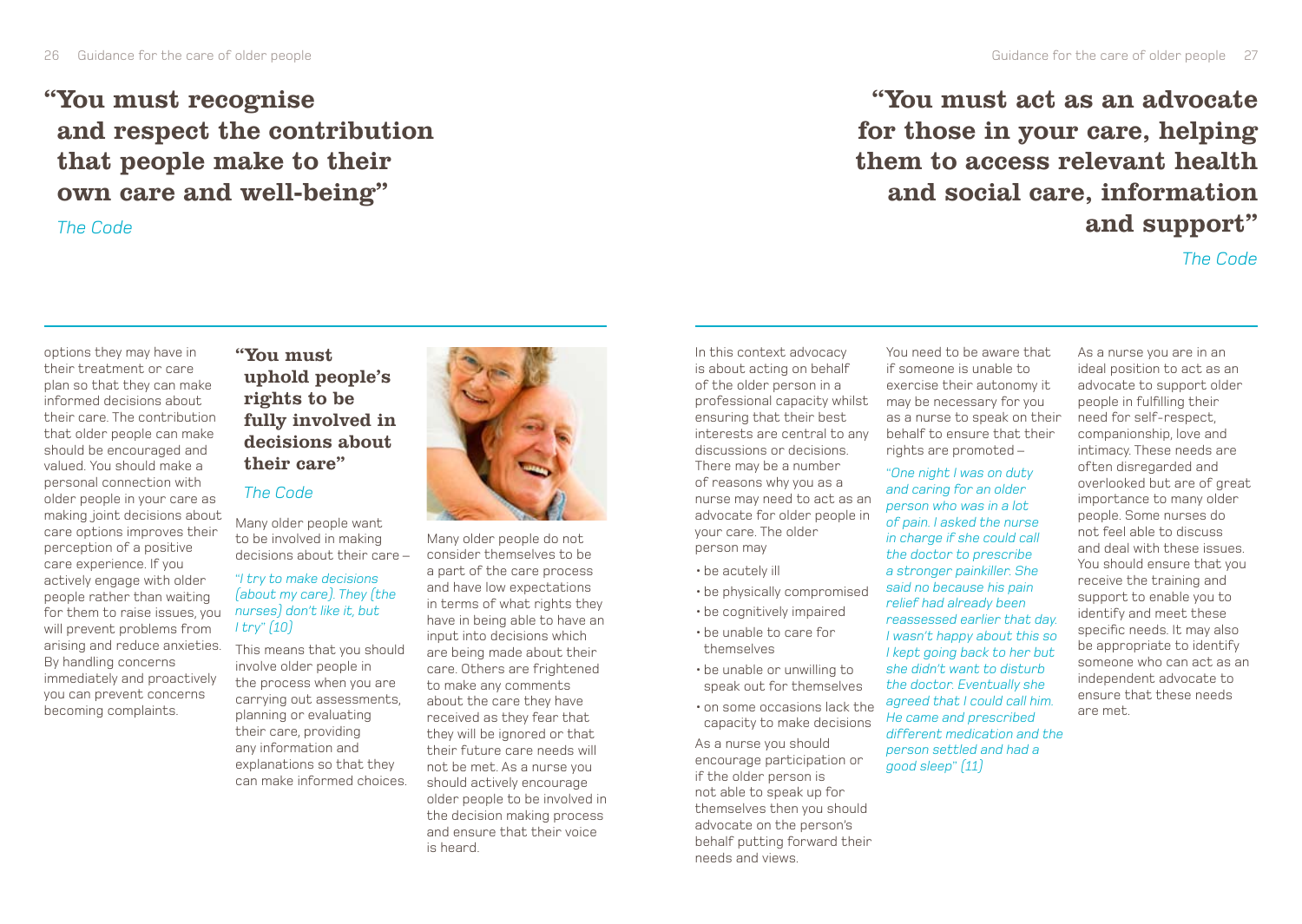## "You must recognise and respect the contribution that people make to their own care and well-being"

*The Code*

options they may have in their treatment or care plan so that they can make informed decisions about their care. The contribution that older people can make should be encouraged and valued. You should make a personal connection with older people in your care as making joint decisions about care options improves their perception of a positive care experience. If you actively engage with older people rather than waiting for them to raise issues, you will prevent problems from arising and reduce anxieties. By handling concerns immediately and proactively you can prevent concerns becoming complaints.

### "You must uphold people's rights to be fully involved in decisions about their care"

*The Code*

Many older people want to be involved in making decisions about their care –

*"I try to make decisions (about my care). They (the nurses) don't like it, but I try" (10)*

This means that you should involve older people in the process when you are carrying out assessments, planning or evaluating their care, providing any information and explanations so that they can make informed choices.

Many older people do not consider themselves to be a part of the care process and have low expectations in terms of what rights they have in being able to have an input into decisions which are being made about their care. Others are frightened to make any comments about the care they have received as they fear that they will be ignored or that their future care needs will not be met. As a nurse you should actively encourage older people to be involved in the decision making process and ensure that their voice is heard.

## "You must act as an advocate for those in your care, helping them to access relevant health and social care, information and support"

*The Code*

In this context advocacy is about acting on behalf of the older person in a professional capacity whilst ensuring that their best interests are central to any discussions or decisions. There may be a number of reasons why you as a nurse may need to act as an advocate for older people in your care. The older person may

- be acutely ill
- be physically compromised
- be cognitively impaired
- be unable to care for themselves
- be unable or unwilling to speak out for themselves
- on some occasions lack the capacity to make decisions

As a nurse you should encourage participation or if the older person is not able to speak up for themselves then you should advocate on the person's behalf putting forward their needs and views.

You need to be aware that if someone is unable to exercise their autonomy it may be necessary for you as a nurse to speak on their behalf to ensure that their rights are promoted –

*"One night I was on duty and caring for an older person who was in a lot of pain. I asked the nurse in charge if she could call the doctor to prescribe a stronger painkiller. She said no because his pain relief had already been reassessed earlier that day. I wasn't happy about this so I kept going back to her but she didn't want to disturb the doctor. Eventually she agreed that I could call him. He came and prescribed different medication and the person settled and had a good sleep" (11)*

As a nurse you are in an ideal position to act as an advocate to support older people in fulfilling their need for self-respect, companionship, love and intimacy. These needs are often disregarded and overlooked but are of great importance to many older people. Some nurses do not feel able to discuss and deal with these issues. You should ensure that you receive the training and support to enable you to identify and meet these specific needs. It may also be appropriate to identify someone who can act as an independent advocate to ensure that these needs are met.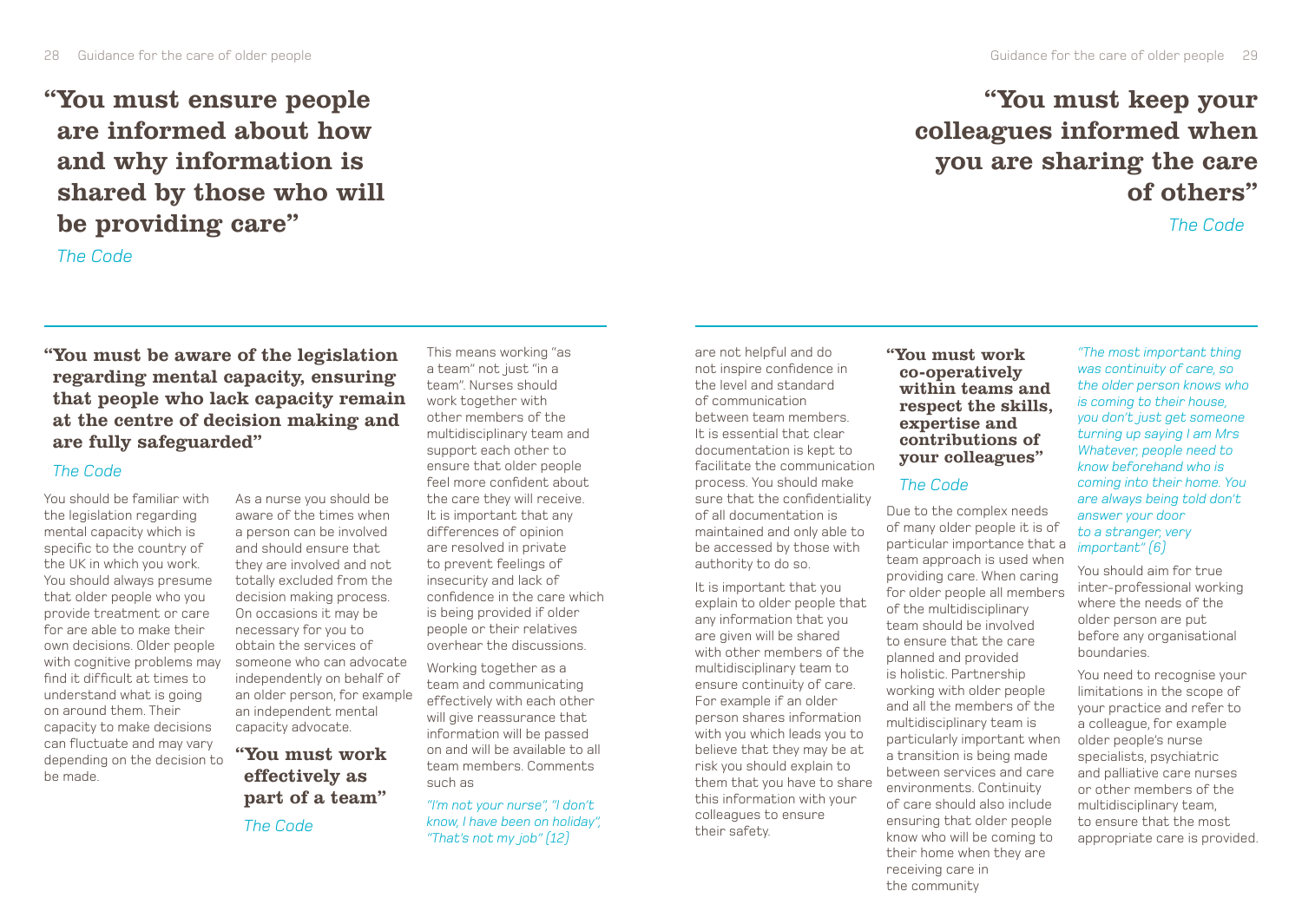## "You must ensure people are informed about how and why information is shared by those who will be providing care"

*The Code*

### "You must be aware of the legislation regarding mental capacity, ensuring that people who lack capacity remain at the centre of decision making and are fully safeguarded"

*The Code*

You should be familiar with the legislation regarding mental capacity which is specific to the country of the UK in which you work. You should always presume that older people who you provide treatment or care for are able to make their own decisions. Older people with cognitive problems may find it difficult at times to understand what is going on around them. Their capacity to make decisions can fluctuate and may vary depending on the decision to be made.

As a nurse you should be aware of the times when a person can be involved and should ensure that they are involved and not totally excluded from the decision making process. On occasions it may be necessary for you to obtain the services of someone who can advocate independently on behalf of an older person, for example an independent mental capacity advocate.

### "You must work effectively as part of a team"

*The Code*

This means working "as a team" not just "in a team". Nurses should work together with other members of the multidisciplinary team and support each other to ensure that older people feel more confident about the care they will receive. It is important that any differences of opinion are resolved in private to prevent feelings of insecurity and lack of confidence in the care which is being provided if older people or their relatives overhear the discussions.

Working together as a team and communicating effectively with each other will give reassurance that information will be passed on and will be available to all team members. Comments such as

*"I'm not your nurse", "I don't know, I have been on holiday", "That's not my job" (12)*

are not helpful and do not inspire confidence in the level and standard of communication between team members. It is essential that clear documentation is kept to facilitate the communication process. You should make sure that the confidentiality of all documentation is maintained and only able to be accessed by those with authority to do so.

It is important that you explain to older people that any information that you are given will be shared with other members of the multidisciplinary team to ensure continuity of care. For example if an older person shares information with you which leads you to believe that they may be at risk you should explain to them that you have to share this information with your colleagues to ensure their safety.

## "You must keep your colleagues informed when you are sharing the care of others"

*The Code*

### "You must work co-operatively within teams and respect the skills, expertise and contributions of your colleagues"

*The Code*

Due to the complex needs of many older people it is of particular importance that a team approach is used when providing care. When caring for older people all members of the multidisciplinary team should be involved to ensure that the care planned and provided is holistic. Partnership working with older people and all the members of the multidisciplinary team is particularly important when a transition is being made between services and care environments. Continuity of care should also include ensuring that older people know who will be coming to their home when they are receiving care in the community

*"The most important thing was continuity of care, so the older person knows who is coming to their house, you don't just get someone turning up saying I am Mrs Whatever, people need to know beforehand who is coming into their home. You are always being told don't answer your door to a stranger, very important" (6)*

You should aim for true inter-professional working where the needs of the older person are put before any organisational boundaries.

You need to recognise your limitations in the scope of your practice and refer to a colleague, for example older people's nurse specialists, psychiatric and palliative care nurses or other members of the multidisciplinary team, to ensure that the most appropriate care is provided.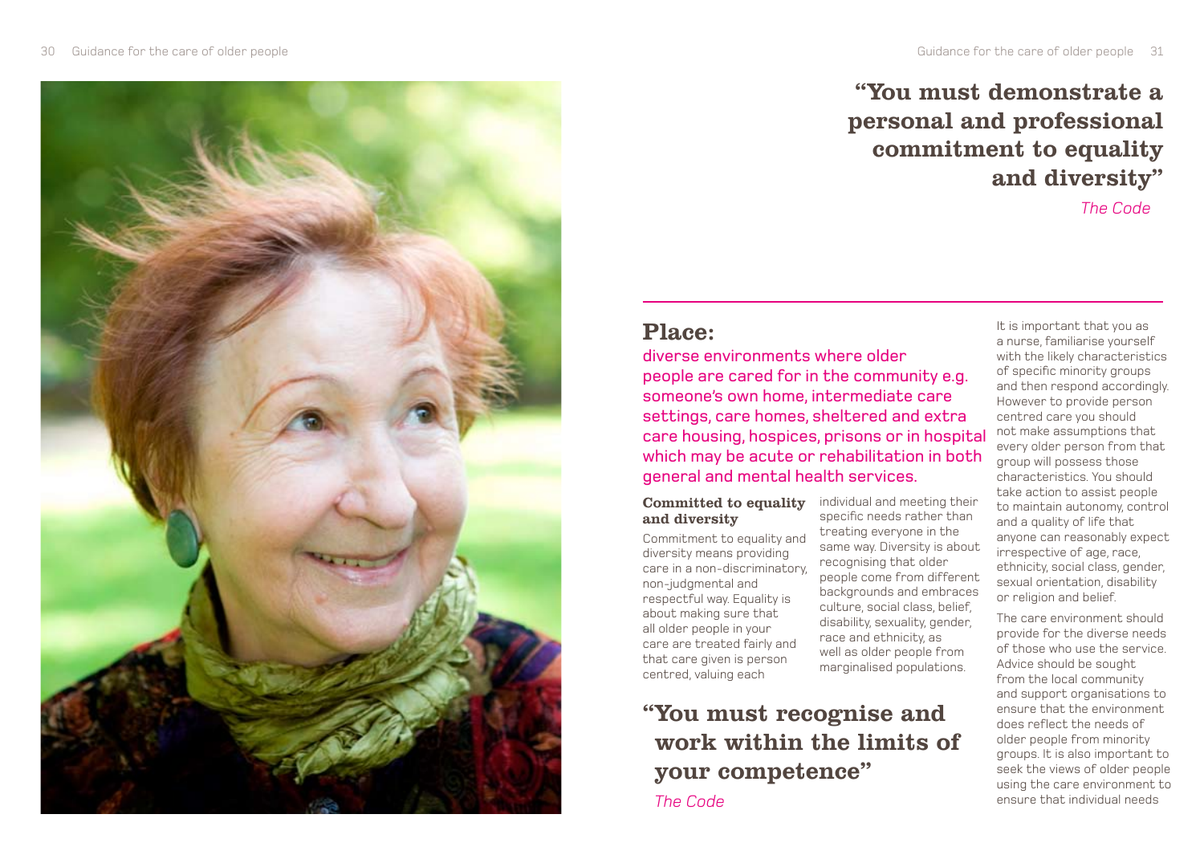## "You must demonstrate a personal and professional commitment to equality and diversity"

*The Code*

## Place:

diverse environments where older people are cared for in the community e.g. someone's own home, intermediate care settings, care homes, sheltered and extra care housing, hospices, prisons or in hospital which may be acute or rehabilitation in both general and mental health services.

### Committed to equality and diversity

Commitment to equality and diversity means providing care in a non-discriminatory, non-judgmental and respectful way. Equality is about making sure that all older people in your care are treated fairly and that care given is person centred, valuing each individual and meeting their specific needs rather than treating everyone in the same way. Diversity is about recognising that older people come from different backgrounds and embraces culture, social class, belief, disability, sexuality, gender, race and ethnicity, as well as older people from marginalised populations.

## "You must recognise and work within the limits of your competence"

*The Code*

It is important that you as a nurse, familiarise yourself with the likely characteristics of specific minority groups and then respond accordingly. However to provide person centred care you should not make assumptions that every older person from that group will possess those characteristics. You should take action to assist people to maintain autonomy, control and a quality of life that anyone can reasonably expect irrespective of age, race, ethnicity, social class, gender, sexual orientation, disability or religion and belief.

The care environment should provide for the diverse needs of those who use the service. Advice should be sought from the local community and support organisations to ensure that the environment does reflect the needs of older people from minority groups. It is also important to seek the views of older people using the care environment to ensure that individual needs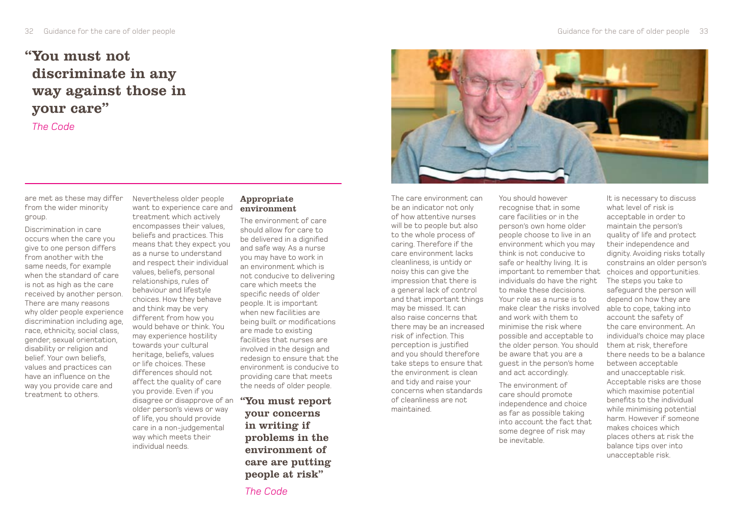> **"You must not discriminate in any way against those in your care"**
>
> *The Code*

are met as these may differ from the wider minority group.

Discrimination in care occurs when the care you give to one person differs from another with the same needs, for example when the standard of care is not as high as the care received by another person. There are many reasons why older people experience discrimination including age, race, ethnicity, social class, gender, sexual orientation, disability or religion and belief. Your own beliefs, values and practices can have an influence on the way you provide care and treatment to others.

Nevertheless older people want to experience care and treatment which actively encompasses their values, beliefs and practices. This means that they expect you as a nurse to understand and respect their individual values, beliefs, personal relationships, rules of behaviour and lifestyle choices. How they behave and think may be very different from how you would behave or think. You may experience hostility towards your cultural heritage, beliefs, values or life choices. These differences should not affect the quality of care you provide. Even if you disagree or disapprove of an older person's views or way of life, you should provide care in a non-judgemental way which meets their individual needs.

## Appropriate environment

The environment of care should allow for care to be delivered in a dignified and safe way. As a nurse you may have to work in an environment which is not conducive to delivering care which meets the specific needs of older people. It is important when new facilities are being built or modifications are made to existing facilities that nurses are involved in the design and redesign to ensure that the environment is conducive to providing care that meets the needs of older people.

> **"You must report your concerns in writing if problems in the environment of care are putting people at risk"**
>
> *The Code*

The care environment can be an indicator not only of how attentive nurses will be to people but also to the whole process of caring. Therefore if the care environment lacks cleanliness, is untidy or noisy this can give the impression that there is a general lack of control and that important things may be missed. It can also raise concerns that there may be an increased risk of infection. This perception is justified and you should therefore take steps to ensure that the environment is clean and tidy and raise your concerns when standards of cleanliness are not maintained.

You should however recognise that in some care facilities or in the person's own home older people choose to live in an environment which you may think is not conducive to safe or healthy living. It is important to remember that individuals do have the right to make these decisions. Your role as a nurse is to make clear the risks involved and work with them to minimise the risk where possible and acceptable to the older person. You should be aware that you are a guest in the person's home and act accordingly.

The environment of care should promote independence and choice as far as possible taking into account the fact that some degree of risk may be inevitable.

It is necessary to discuss what level of risk is acceptable in order to maintain the person's quality of life and protect their independence and dignity. Avoiding risks totally constrains an older person's choices and opportunities. The steps you take to safeguard the person will depend on how they are able to cope, taking into account the safety of the care environment. An individual's choice may place them at risk, therefore there needs to be a balance between acceptable and unacceptable risk. Acceptable risks are those which maximise potential benefits to the individual while minimising potential harm. However if someone makes choices which places others at risk the balance tips over into unacceptable risk.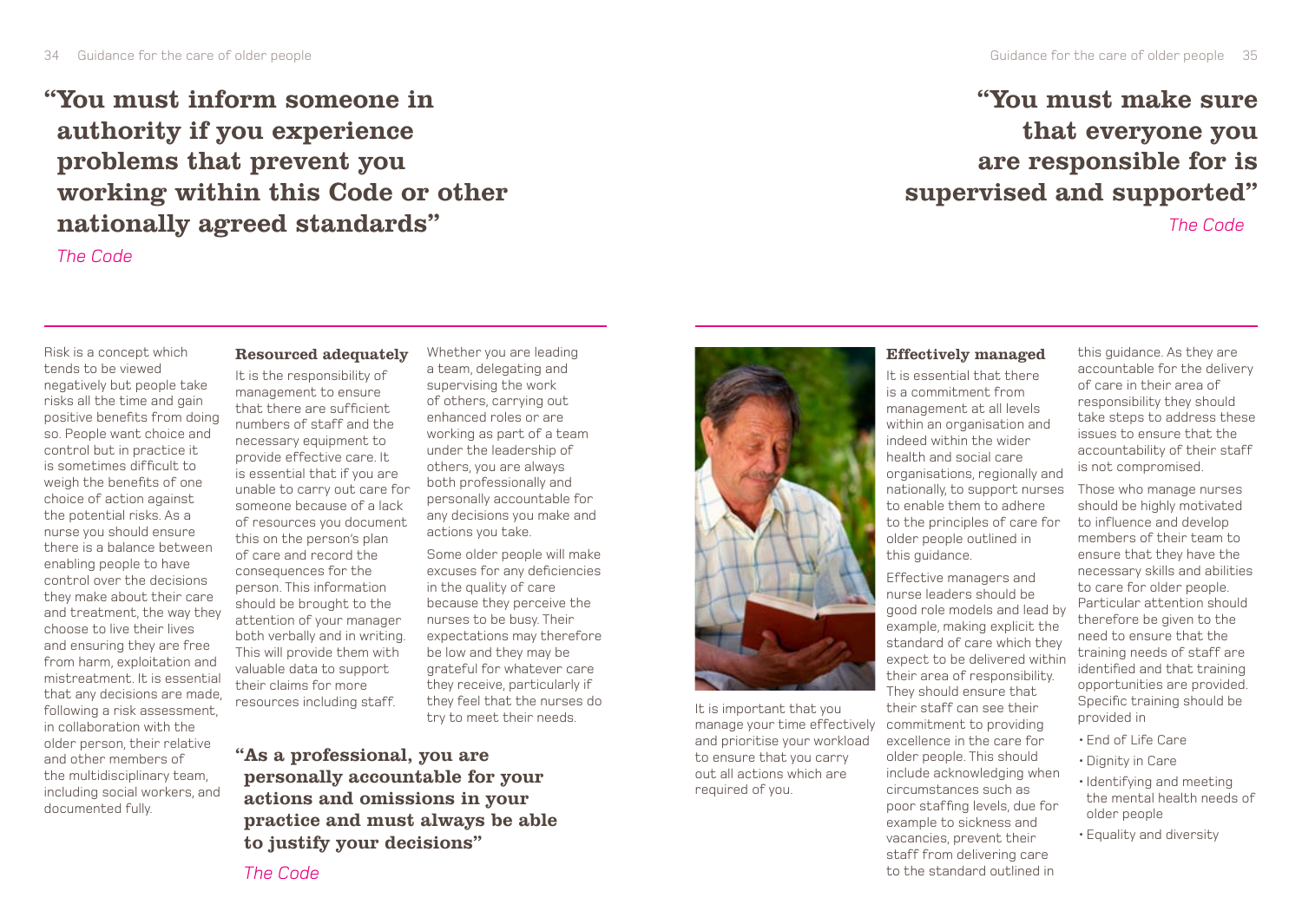## "You must inform someone in authority if you experience problems that prevent you working within this Code or other nationally agreed standards"

*The Code*

Risk is a concept which tends to be viewed negatively but people take risks all the time and gain positive benefits from doing so. People want choice and control but in practice it is sometimes difficult to weigh the benefits of one choice of action against the potential risks. As a nurse you should ensure there is a balance between enabling people to have control over the decisions they make about their care and treatment, the way they choose to live their lives and ensuring they are free from harm, exploitation and mistreatment. It is essential that any decisions are made, following a risk assessment, in collaboration with the older person, their relative and other members of the multidisciplinary team, including social workers, and documented fully.

### Resourced adequately

It is the responsibility of management to ensure that there are sufficient numbers of staff and the necessary equipment to provide effective care. It is essential that if you are unable to carry out care for someone because of a lack of resources you document this on the person's plan of care and record the consequences for the person. This information should be brought to the attention of your manager both verbally and in writing. This will provide them with valuable data to support their claims for more resources including staff.

Whether you are leading a team, delegating and supervising the work of others, carrying out enhanced roles or are working as part of a team under the leadership of others, you are always both professionally and personally accountable for any decisions you make and actions you take.

Some older people will make excuses for any deficiencies in the quality of care because they perceive the nurses to be busy. Their expectations may therefore be low and they may be grateful for whatever care they receive, particularly if they feel that the nurses do try to meet their needs.

**"As a professional, you are personally accountable for your actions and omissions in your practice and must always be able to justify your decisions"**

*The Code*

## "You must make sure that everyone you are responsible for is supervised and supported"

*The Code*

It is important that you manage your time effectively and prioritise your workload to ensure that you carry out all actions which are required of you.

### Effectively managed

It is essential that there is a commitment from management at all levels within an organisation and indeed within the wider health and social care organisations, regionally and nationally, to support nurses to enable them to adhere to the principles of care for older people outlined in this guidance.

Effective managers and nurse leaders should be good role models and lead by example, making explicit the standard of care which they expect to be delivered within their area of responsibility. They should ensure that their staff can see their commitment to providing excellence in the care for older people. This should include acknowledging when circumstances such as poor staffing levels, due for example to sickness and vacancies, prevent their staff from delivering care to the standard outlined in this guidance. As they are accountable for the delivery of care in their area of responsibility they should take steps to address these issues to ensure that the accountability of their staff is not compromised.

Those who manage nurses should be highly motivated to influence and develop members of their team to ensure that they have the necessary skills and abilities to care for older people. Particular attention should therefore be given to the need to ensure that the training needs of staff are identified and that training opportunities are provided. Specific training should be provided in

- End of Life Care
- Dignity in Care
- Identifying and meeting the mental health needs of older people
- Equality and diversity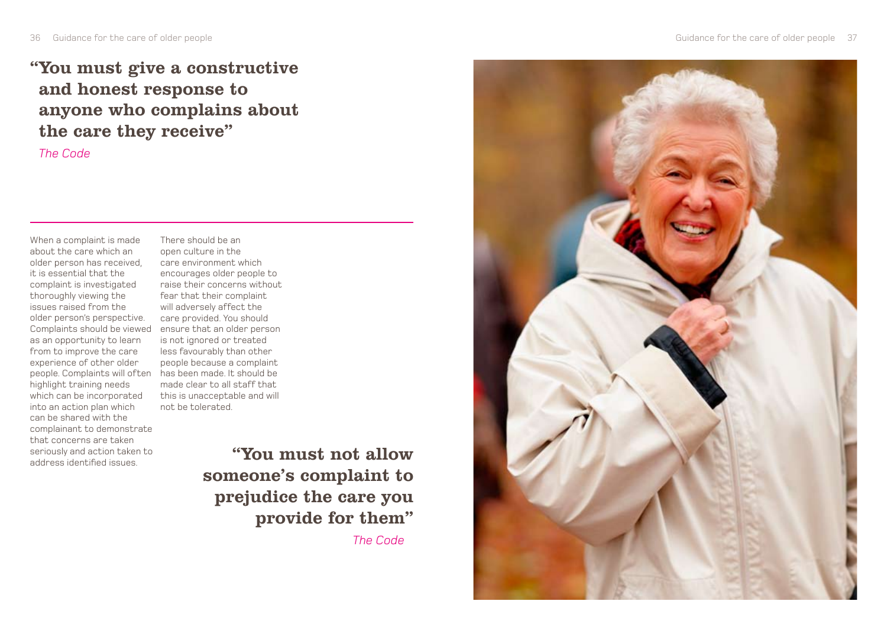## "You must give a constructive and honest response to anyone who complains about the care they receive"

*The Code*

When a complaint is made about the care which an older person has received, it is essential that the complaint is investigated thoroughly viewing the issues raised from the older person's perspective. Complaints should be viewed as an opportunity to learn from to improve the care experience of other older people. Complaints will often highlight training needs which can be incorporated into an action plan which can be shared with the complainant to demonstrate that concerns are taken seriously and action taken to address identified issues.

There should be an open culture in the care environment which encourages older people to raise their concerns without fear that their complaint will adversely affect the care provided. You should ensure that an older person is not ignored or treated less favourably than other people because a complaint has been made. It should be made clear to all staff that this is unacceptable and will not be tolerated.

## "You must not allow someone's complaint to prejudice the care you provide for them"

*The Code*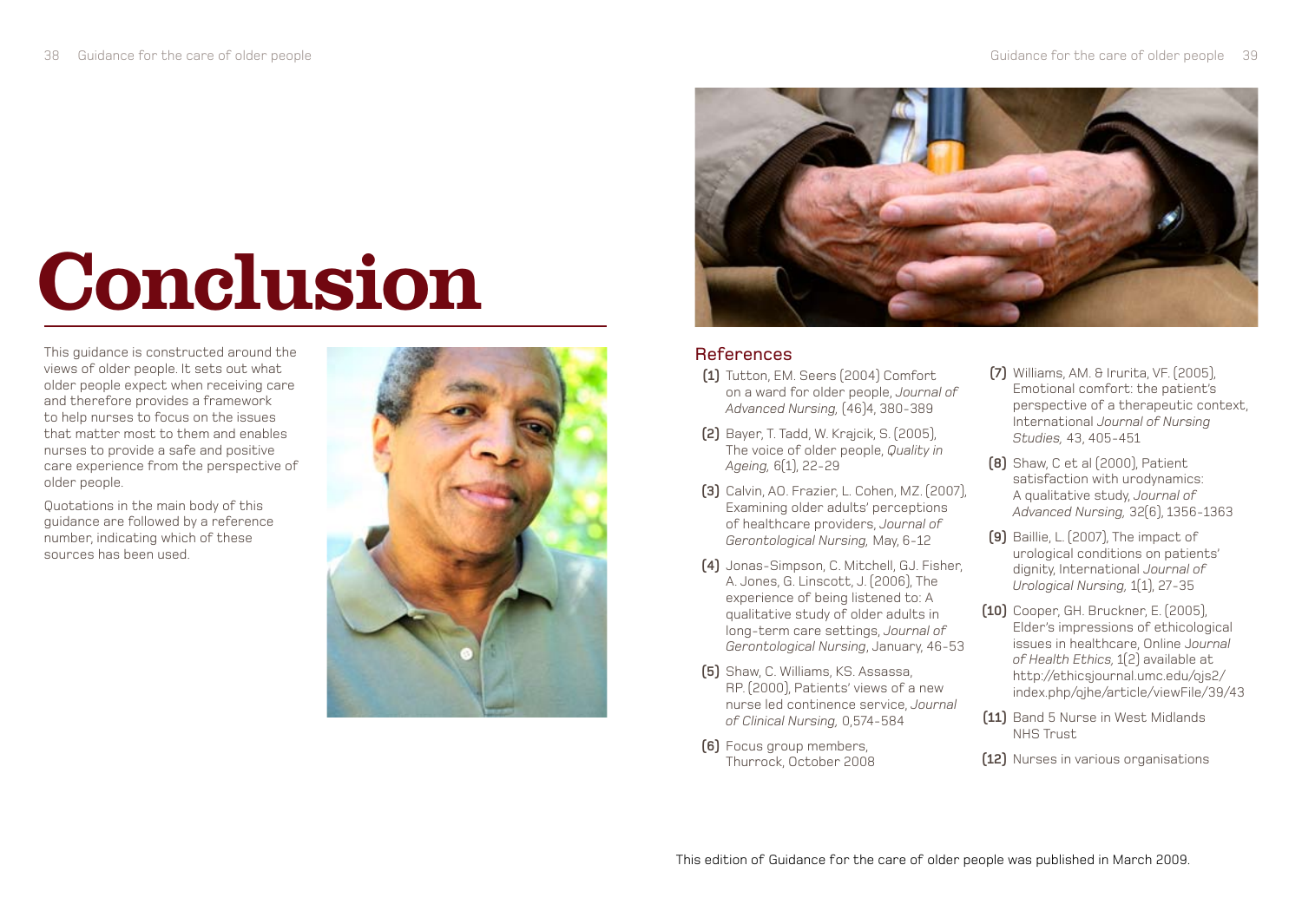# Conclusion

This guidance is constructed around the views of older people. It sets out what older people expect when receiving care and therefore provides a framework to help nurses to focus on the issues that matter most to them and enables nurses to provide a safe and positive care experience from the perspective of older people.

Quotations in the main body of this guidance are followed by a reference number, indicating which of these sources has been used.

## References

**(1)** Tutton, EM. Seers (2004) Comfort on a ward for older people, *Journal of Advanced Nursing,* (46)4, 380-389

**(2)** Bayer, T. Tadd, W. Krajcik, S. (2005), The voice of older people, *Quality in Ageing,* 6(1), 22-29

**(3)** Calvin, AO. Frazier, L. Cohen, MZ. (2007), Examining older adults' perceptions of healthcare providers, *Journal of Gerontological Nursing,* May, 6-12

**(4)** Jonas-Simpson, C. Mitchell, GJ. Fisher, A. Jones, G. Linscott, J. (2006), The experience of being listened to: A qualitative study of older adults in long-term care settings, *Journal of Gerontological Nursing*, January, 46-53

**(5)** Shaw, C. Williams, KS. Assassa, RP. (2000), Patients' views of a new nurse led continence service, *Journal of Clinical Nursing,* 0,574-584

**(6)** Focus group members, Thurrock, October 2008

**(7)** Williams, AM. & Irurita, VF. (2005), Emotional comfort: the patient's perspective of a therapeutic context, International *Journal of Nursing Studies,* 43, 405-451

**(8)** Shaw, C et al (2000), Patient satisfaction with urodynamics: A qualitative study, *Journal of Advanced Nursing,* 32(6), 1356-1363

**(9)** Baillie, L. (2007), The impact of urological conditions on patients' dignity, International *Journal of Urological Nursing,* 1(1), 27-35

**(10)** Cooper, GH. Bruckner, E. (2005), Elder's impressions of ethicological issues in healthcare, Online *Journal of Health Ethics,* 1(2) available at http://ethicsjournal.umc.edu/ojs2/index.php/ojhe/article/viewFile/39/43

**(11)** Band 5 Nurse in West Midlands NHS Trust

**(12)** Nurses in various organisations

This edition of Guidance for the care of older people was published in March 2009.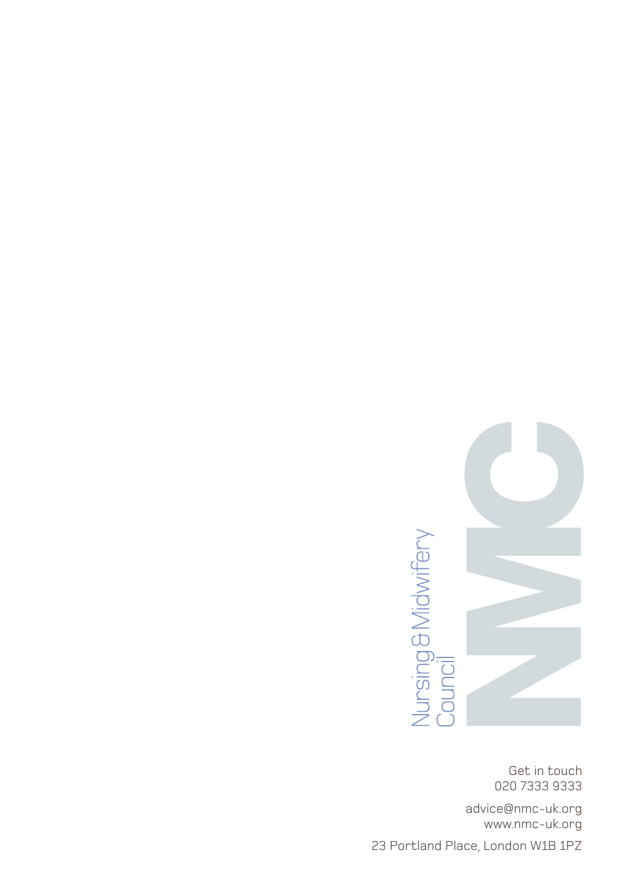Nursing & Midwifery Council

NMC

Get in touch
020 7333 9333

advice@nmc-uk.org
www.nmc-uk.org

23 Portland Place, London W1B 1PZ